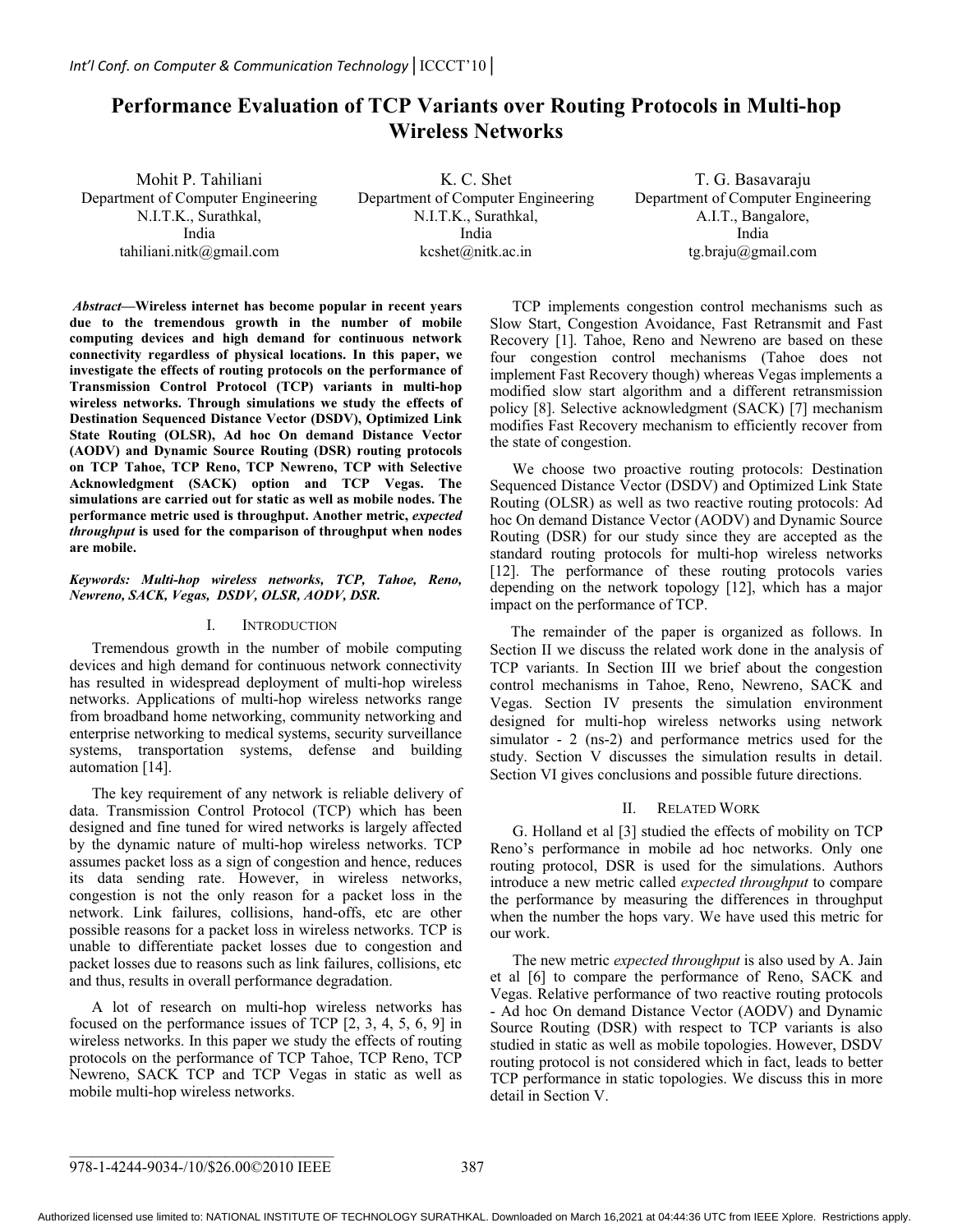# Performance Evaluation of TCP Variants over Routing Protocols in Multi-hop Wireless Networks

Mohit P. Tahiliani
Department of Computer Engineering
N.I.T.K., Surathkal,
India
tahiliani.nitk@gmail.com

K. C. Shet
Department of Computer Engineering
N.I.T.K., Surathkal,
India
kcshet@nitk.ac.in

T. G. Basavaraju
Department of Computer Engineering
A.I.T., Bangalore,
India
tg.braju@gmail.com

***Abstract*—Wireless internet has become popular in recent years due to the tremendous growth in the number of mobile computing devices and high demand for continuous network connectivity regardless of physical locations. In this paper, we investigate the effects of routing protocols on the performance of Transmission Control Protocol (TCP) variants in multi-hop wireless networks. Through simulations we study the effects of Destination Sequenced Distance Vector (DSDV), Optimized Link State Routing (OLSR), Ad hoc On demand Distance Vector (AODV) and Dynamic Source Routing (DSR) routing protocols on TCP Tahoe, TCP Reno, TCP Newreno, TCP with Selective Acknowledgment (SACK) option and TCP Vegas. The simulations are carried out for static as well as mobile nodes. The performance metric used is throughput. Another metric, *expected throughput* is used for the comparison of throughput when nodes are mobile.**

***Keywords: Multi-hop wireless networks, TCP, Tahoe, Reno, Newreno, SACK, Vegas, DSDV, OLSR, AODV, DSR.***

## I. Introduction

Tremendous growth in the number of mobile computing devices and high demand for continuous network connectivity has resulted in widespread deployment of multi-hop wireless networks. Applications of multi-hop wireless networks range from broadband home networking, community networking and enterprise networking to medical systems, security surveillance systems, transportation systems, defense and building automation [14].

The key requirement of any network is reliable delivery of data. Transmission Control Protocol (TCP) which has been designed and fine tuned for wired networks is largely affected by the dynamic nature of multi-hop wireless networks. TCP assumes packet loss as a sign of congestion and hence, reduces its data sending rate. However, in wireless networks, congestion is not the only reason for a packet loss in the network. Link failures, collisions, hand-offs, etc are other possible reasons for a packet loss in wireless networks. TCP is unable to differentiate packet losses due to congestion and packet losses due to reasons such as link failures, collisions, etc and thus, results in overall performance degradation.

A lot of research on multi-hop wireless networks has focused on the performance issues of TCP [2, 3, 4, 5, 6, 9] in wireless networks. In this paper we study the effects of routing protocols on the performance of TCP Tahoe, TCP Reno, TCP Newreno, SACK TCP and TCP Vegas in static as well as mobile multi-hop wireless networks.

TCP implements congestion control mechanisms such as Slow Start, Congestion Avoidance, Fast Retransmit and Fast Recovery [1]. Tahoe, Reno and Newreno are based on these four congestion control mechanisms (Tahoe does not implement Fast Recovery though) whereas Vegas implements a modified slow start algorithm and a different retransmission policy [8]. Selective acknowledgment (SACK) [7] mechanism modifies Fast Recovery mechanism to efficiently recover from the state of congestion.

We choose two proactive routing protocols: Destination Sequenced Distance Vector (DSDV) and Optimized Link State Routing (OLSR) as well as two reactive routing protocols: Ad hoc On demand Distance Vector (AODV) and Dynamic Source Routing (DSR) for our study since they are accepted as the standard routing protocols for multi-hop wireless networks [12]. The performance of these routing protocols varies depending on the network topology [12], which has a major impact on the performance of TCP.

The remainder of the paper is organized as follows. In Section II we discuss the related work done in the analysis of TCP variants. In Section III we brief about the congestion control mechanisms in Tahoe, Reno, Newreno, SACK and Vegas. Section IV presents the simulation environment designed for multi-hop wireless networks using network simulator - 2 (ns-2) and performance metrics used for the study. Section V discusses the simulation results in detail. Section VI gives conclusions and possible future directions.

## II. Related Work

G. Holland et al [3] studied the effects of mobility on TCP Reno's performance in mobile ad hoc networks. Only one routing protocol, DSR is used for the simulations. Authors introduce a new metric called *expected throughput* to compare the performance by measuring the differences in throughput when the number the hops vary. We have used this metric for our work.

The new metric *expected throughput* is also used by A. Jain et al [6] to compare the performance of Reno, SACK and Vegas. Relative performance of two reactive routing protocols - Ad hoc On demand Distance Vector (AODV) and Dynamic Source Routing (DSR) with respect to TCP variants is also studied in static as well as mobile topologies. However, DSDV routing protocol is not considered which in fact, leads to better TCP performance in static topologies. We discuss this in more detail in Section V.

978-1-4244-9034-/10/$26.00©2010 IEEE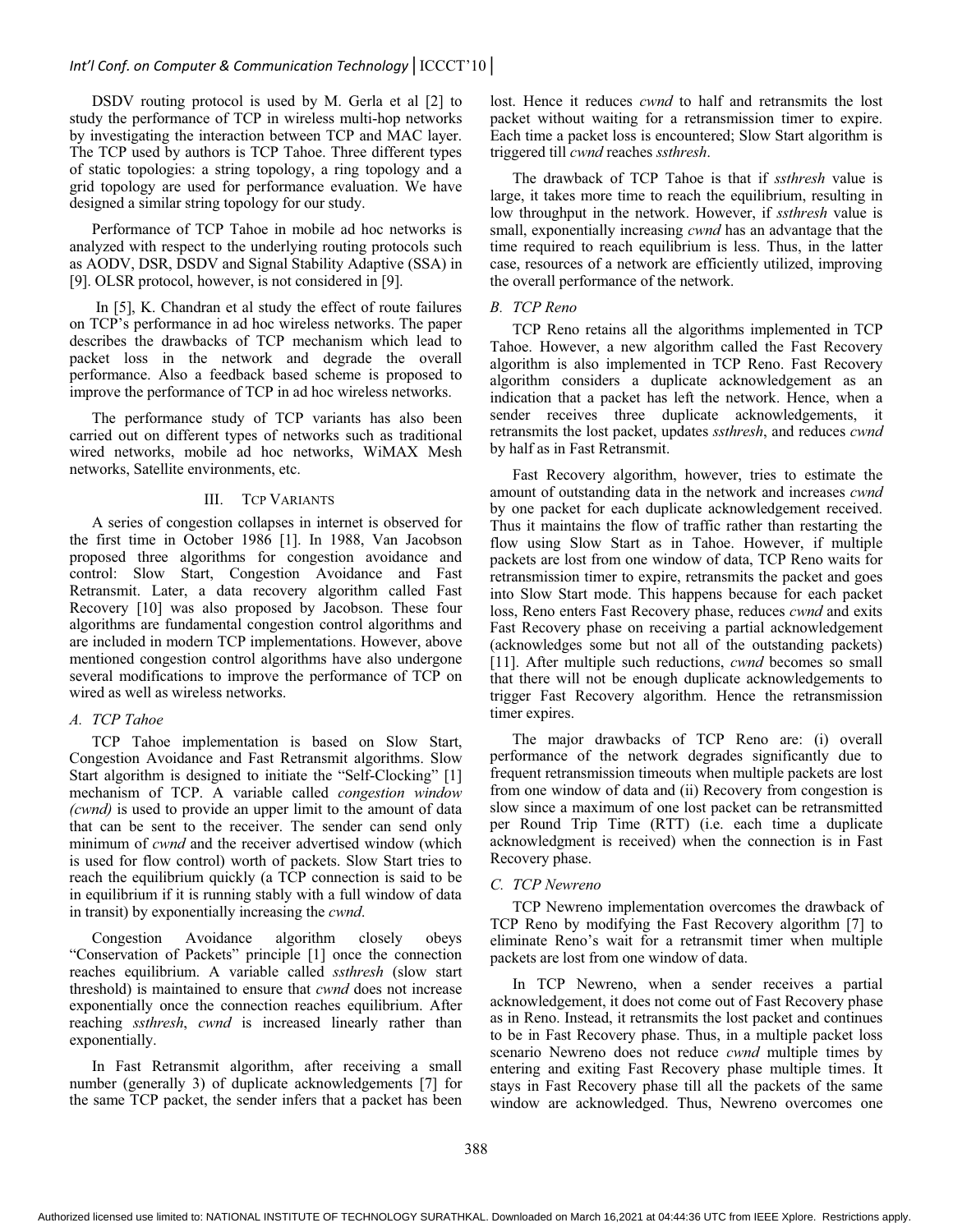DSDV routing protocol is used by M. Gerla et al [2] to study the performance of TCP in wireless multi-hop networks by investigating the interaction between TCP and MAC layer. The TCP used by authors is TCP Tahoe. Three different types of static topologies: a string topology, a ring topology and a grid topology are used for performance evaluation. We have designed a similar string topology for our study.

Performance of TCP Tahoe in mobile ad hoc networks is analyzed with respect to the underlying routing protocols such as AODV, DSR, DSDV and Signal Stability Adaptive (SSA) in [9]. OLSR protocol, however, is not considered in [9].

In [5], K. Chandran et al study the effect of route failures on TCP's performance in ad hoc wireless networks. The paper describes the drawbacks of TCP mechanism which lead to packet loss in the network and degrade the overall performance. Also a feedback based scheme is proposed to improve the performance of TCP in ad hoc wireless networks.

The performance study of TCP variants has also been carried out on different types of networks such as traditional wired networks, mobile ad hoc networks, WiMAX Mesh networks, Satellite environments, etc.

## III. TCP VARIANTS

A series of congestion collapses in internet is observed for the first time in October 1986 [1]. In 1988, Van Jacobson proposed three algorithms for congestion avoidance and control: Slow Start, Congestion Avoidance and Fast Retransmit. Later, a data recovery algorithm called Fast Recovery [10] was also proposed by Jacobson. These four algorithms are fundamental congestion control algorithms and are included in modern TCP implementations. However, above mentioned congestion control algorithms have also undergone several modifications to improve the performance of TCP on wired as well as wireless networks.

### *A. TCP Tahoe*

TCP Tahoe implementation is based on Slow Start, Congestion Avoidance and Fast Retransmit algorithms. Slow Start algorithm is designed to initiate the "Self-Clocking" [1] mechanism of TCP. A variable called *congestion window (cwnd)* is used to provide an upper limit to the amount of data that can be sent to the receiver. The sender can send only minimum of *cwnd* and the receiver advertised window (which is used for flow control) worth of packets. Slow Start tries to reach the equilibrium quickly (a TCP connection is said to be in equilibrium if it is running stably with a full window of data in transit) by exponentially increasing the *cwnd*.

Congestion Avoidance algorithm closely obeys "Conservation of Packets" principle [1] once the connection reaches equilibrium. A variable called *ssthresh* (slow start threshold) is maintained to ensure that *cwnd* does not increase exponentially once the connection reaches equilibrium. After reaching *ssthresh*, *cwnd* is increased linearly rather than exponentially.

In Fast Retransmit algorithm, after receiving a small number (generally 3) of duplicate acknowledgements [7] for the same TCP packet, the sender infers that a packet has been lost. Hence it reduces *cwnd* to half and retransmits the lost packet without waiting for a retransmission timer to expire. Each time a packet loss is encountered; Slow Start algorithm is triggered till *cwnd* reaches *ssthresh*.

The drawback of TCP Tahoe is that if *ssthresh* value is large, it takes more time to reach the equilibrium, resulting in low throughput in the network. However, if *ssthresh* value is small, exponentially increasing *cwnd* has an advantage that the time required to reach equilibrium is less. Thus, in the latter case, resources of a network are efficiently utilized, improving the overall performance of the network.

### *B. TCP Reno*

TCP Reno retains all the algorithms implemented in TCP Tahoe. However, a new algorithm called the Fast Recovery algorithm is also implemented in TCP Reno. Fast Recovery algorithm considers a duplicate acknowledgement as an indication that a packet has left the network. Hence, when a sender receives three duplicate acknowledgements, it retransmits the lost packet, updates *ssthresh*, and reduces *cwnd* by half as in Fast Retransmit.

Fast Recovery algorithm, however, tries to estimate the amount of outstanding data in the network and increases *cwnd* by one packet for each duplicate acknowledgement received. Thus it maintains the flow of traffic rather than restarting the flow using Slow Start as in Tahoe. However, if multiple packets are lost from one window of data, TCP Reno waits for retransmission timer to expire, retransmits the packet and goes into Slow Start mode. This happens because for each packet loss, Reno enters Fast Recovery phase, reduces *cwnd* and exits Fast Recovery phase on receiving a partial acknowledgement (acknowledges some but not all of the outstanding packets) [11]. After multiple such reductions, *cwnd* becomes so small that there will not be enough duplicate acknowledgements to trigger Fast Recovery algorithm. Hence the retransmission timer expires.

The major drawbacks of TCP Reno are: (i) overall performance of the network degrades significantly due to frequent retransmission timeouts when multiple packets are lost from one window of data and (ii) Recovery from congestion is slow since a maximum of one lost packet can be retransmitted per Round Trip Time (RTT) (i.e. each time a duplicate acknowledgment is received) when the connection is in Fast Recovery phase.

### *C. TCP Newreno*

TCP Newreno implementation overcomes the drawback of TCP Reno by modifying the Fast Recovery algorithm [7] to eliminate Reno's wait for a retransmit timer when multiple packets are lost from one window of data.

In TCP Newreno, when a sender receives a partial acknowledgement, it does not come out of Fast Recovery phase as in Reno. Instead, it retransmits the lost packet and continues to be in Fast Recovery phase. Thus, in a multiple packet loss scenario Newreno does not reduce *cwnd* multiple times by entering and exiting Fast Recovery phase multiple times. It stays in Fast Recovery phase till all the packets of the same window are acknowledged. Thus, Newreno overcomes one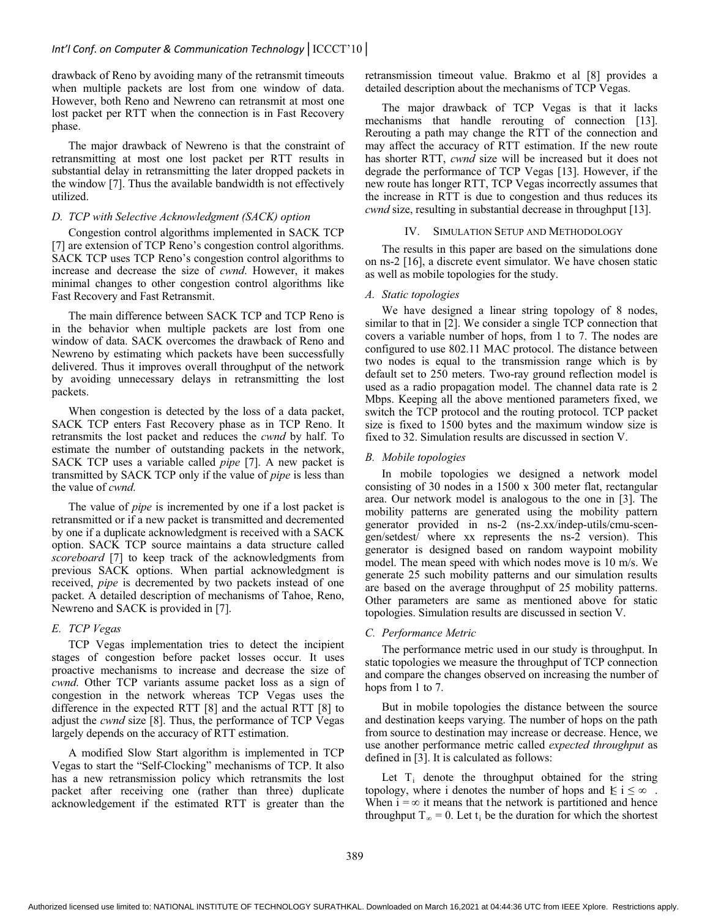drawback of Reno by avoiding many of the retransmit timeouts when multiple packets are lost from one window of data. However, both Reno and Newreno can retransmit at most one lost packet per RTT when the connection is in Fast Recovery phase.

The major drawback of Newreno is that the constraint of retransmitting at most one lost packet per RTT results in substantial delay in retransmitting the later dropped packets in the window [7]. Thus the available bandwidth is not effectively utilized.

### D. TCP with Selective Acknowledgment (SACK) option

Congestion control algorithms implemented in SACK TCP [7] are extension of TCP Reno's congestion control algorithms. SACK TCP uses TCP Reno's congestion control algorithms to increase and decrease the size of *cwnd*. However, it makes minimal changes to other congestion control algorithms like Fast Recovery and Fast Retransmit.

The main difference between SACK TCP and TCP Reno is in the behavior when multiple packets are lost from one window of data. SACK overcomes the drawback of Reno and Newreno by estimating which packets have been successfully delivered. Thus it improves overall throughput of the network by avoiding unnecessary delays in retransmitting the lost packets.

When congestion is detected by the loss of a data packet, SACK TCP enters Fast Recovery phase as in TCP Reno. It retransmits the lost packet and reduces the *cwnd* by half. To estimate the number of outstanding packets in the network, SACK TCP uses a variable called *pipe* [7]. A new packet is transmitted by SACK TCP only if the value of *pipe* is less than the value of *cwnd*.

The value of *pipe* is incremented by one if a lost packet is retransmitted or if a new packet is transmitted and decremented by one if a duplicate acknowledgment is received with a SACK option. SACK TCP source maintains a data structure called *scoreboard* [7] to keep track of the acknowledgments from previous SACK options. When partial acknowledgment is received, *pipe* is decremented by two packets instead of one packet. A detailed description of mechanisms of Tahoe, Reno, Newreno and SACK is provided in [7].

### E. TCP Vegas

TCP Vegas implementation tries to detect the incipient stages of congestion before packet losses occur. It uses proactive mechanisms to increase and decrease the size of *cwnd*. Other TCP variants assume packet loss as a sign of congestion in the network whereas TCP Vegas uses the difference in the expected RTT [8] and the actual RTT [8] to adjust the *cwnd* size [8]. Thus, the performance of TCP Vegas largely depends on the accuracy of RTT estimation.

A modified Slow Start algorithm is implemented in TCP Vegas to start the "Self-Clocking" mechanisms of TCP. It also has a new retransmission policy which retransmits the lost packet after receiving one (rather than three) duplicate acknowledgement if the estimated RTT is greater than the retransmission timeout value. Brakmo et al [8] provides a detailed description about the mechanisms of TCP Vegas.

The major drawback of TCP Vegas is that it lacks mechanisms that handle rerouting of connection [13]. Rerouting a path may change the RTT of the connection and may affect the accuracy of RTT estimation. If the new route has shorter RTT, *cwnd* size will be increased but it does not degrade the performance of TCP Vegas [13]. However, if the new route has longer RTT, TCP Vegas incorrectly assumes that the increase in RTT is due to congestion and thus reduces its *cwnd* size, resulting in substantial decrease in throughput [13].

## IV. Simulation Setup and Methodology

The results in this paper are based on the simulations done on ns-2 [16], a discrete event simulator. We have chosen static as well as mobile topologies for the study.

### A. Static topologies

We have designed a linear string topology of 8 nodes, similar to that in [2]. We consider a single TCP connection that covers a variable number of hops, from 1 to 7. The nodes are configured to use 802.11 MAC protocol. The distance between two nodes is equal to the transmission range which is by default set to 250 meters. Two-ray ground reflection model is used as a radio propagation model. The channel data rate is 2 Mbps. Keeping all the above mentioned parameters fixed, we switch the TCP protocol and the routing protocol. TCP packet size is fixed to 1500 bytes and the maximum window size is fixed to 32. Simulation results are discussed in section V.

### B. Mobile topologies

In mobile topologies we designed a network model consisting of 30 nodes in a 1500 x 300 meter flat, rectangular area. Our network model is analogous to the one in [3]. The mobility patterns are generated using the mobility pattern generator provided in ns-2 (ns-2.xx/indep-utils/cmu-scen-gen/setdest/ where xx represents the ns-2 version). This generator is designed based on random waypoint mobility model. The mean speed with which nodes move is 10 m/s. We generate 25 such mobility patterns and our simulation results are based on the average throughput of 25 mobility patterns. Other parameters are same as mentioned above for static topologies. Simulation results are discussed in section V.

### C. Performance Metric

The performance metric used in our study is throughput. In static topologies we measure the throughput of TCP connection and compare the changes observed on increasing the number of hops from 1 to 7.

But in mobile topologies the distance between the source and destination keeps varying. The number of hops on the path from source to destination may increase or decrease. Hence, we use another performance metric called *expected throughput* as defined in [3]. It is calculated as follows:

Let $T_i$ denote the throughput obtained for the string topology, where i denotes the number of hops and $1 \leq i \leq \infty$. When $i = \infty$ it means that the network is partitioned and hence throughput $T_\infty = 0$. Let $t_i$ be the duration for which the shortest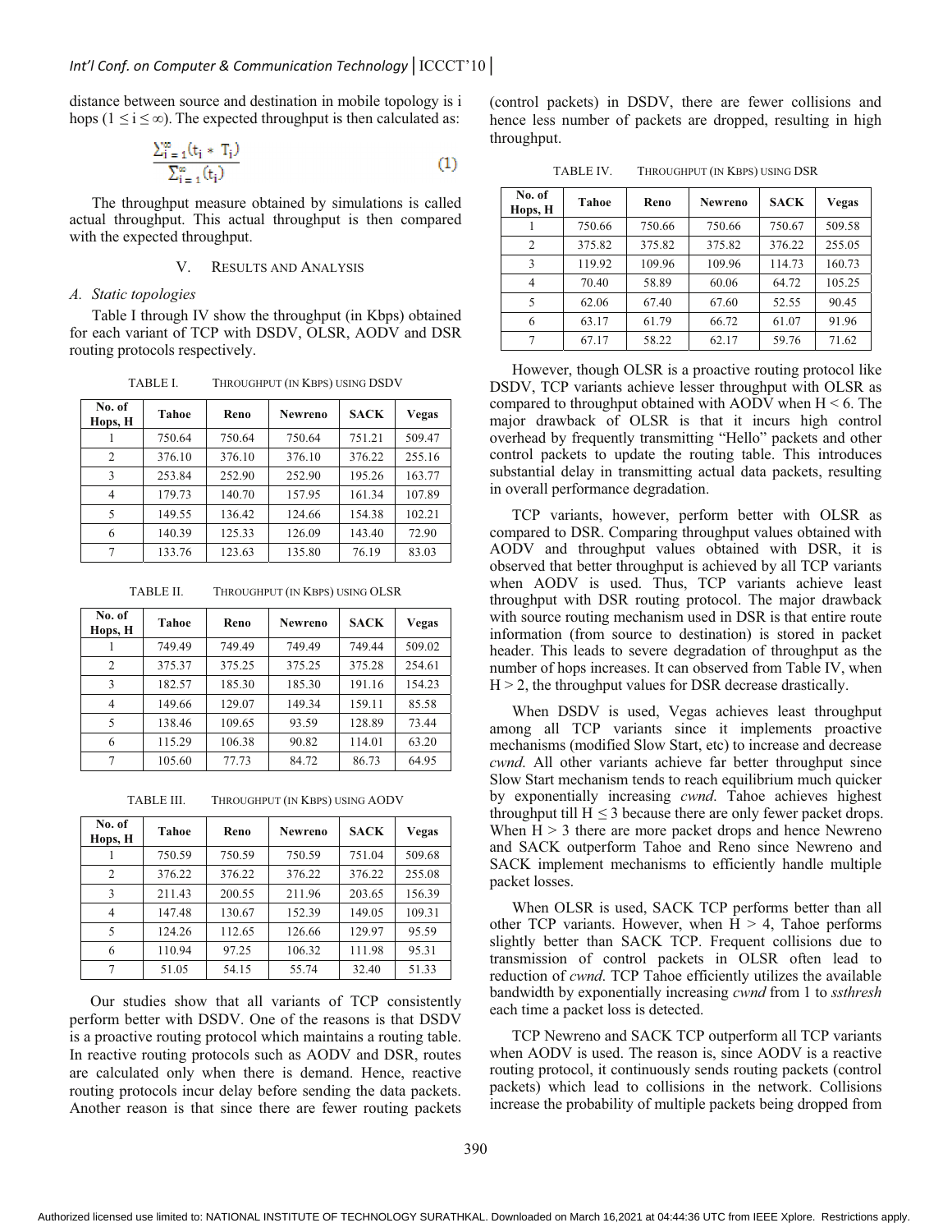distance between source and destination in mobile topology is i hops ($1 \le i \le \infty$). The expected throughput is then calculated as:

$$\frac{\sum_{i=1}^{\infty}(t_i * T_i)}{\sum_{i=1}^{\infty}(t_i)} \tag{1}$$

The throughput measure obtained by simulations is called actual throughput. This actual throughput is then compared with the expected throughput.

## V. Results and Analysis

### A. Static topologies

Table I through IV show the throughput (in Kbps) obtained for each variant of TCP with DSDV, OLSR, AODV and DSR routing protocols respectively.

TABLE I. THROUGHPUT (IN KBPS) USING DSDV

| No. of Hops, H | Tahoe | Reno | Newreno | SACK | Vegas |
|---|---|---|---|---|---|
| 1 | 750.64 | 750.64 | 750.64 | 751.21 | 509.47 |
| 2 | 376.10 | 376.10 | 376.10 | 376.22 | 255.16 |
| 3 | 253.84 | 252.90 | 252.90 | 195.26 | 163.77 |
| 4 | 179.73 | 140.70 | 157.95 | 161.34 | 107.89 |
| 5 | 149.55 | 136.42 | 124.66 | 154.38 | 102.21 |
| 6 | 140.39 | 125.33 | 126.09 | 143.40 | 72.90 |
| 7 | 133.76 | 123.63 | 135.80 | 76.19 | 83.03 |

TABLE II. THROUGHPUT (IN KBPS) USING OLSR

| No. of Hops, H | Tahoe | Reno | Newreno | SACK | Vegas |
|---|---|---|---|---|---|
| 1 | 749.49 | 749.49 | 749.49 | 749.44 | 509.02 |
| 2 | 375.37 | 375.25 | 375.25 | 375.28 | 254.61 |
| 3 | 182.57 | 185.30 | 185.30 | 191.16 | 154.23 |
| 4 | 149.66 | 129.07 | 149.34 | 159.11 | 85.58 |
| 5 | 138.46 | 109.65 | 93.59 | 128.89 | 73.44 |
| 6 | 115.29 | 106.38 | 90.82 | 114.01 | 63.20 |
| 7 | 105.60 | 77.73 | 84.72 | 86.73 | 64.95 |

TABLE III. THROUGHPUT (IN KBPS) USING AODV

| No. of Hops, H | Tahoe | Reno | Newreno | SACK | Vegas |
|---|---|---|---|---|---|
| 1 | 750.59 | 750.59 | 750.59 | 751.04 | 509.68 |
| 2 | 376.22 | 376.22 | 376.22 | 376.22 | 255.08 |
| 3 | 211.43 | 200.55 | 211.96 | 203.65 | 156.39 |
| 4 | 147.48 | 130.67 | 152.39 | 149.05 | 109.31 |
| 5 | 124.26 | 112.65 | 126.66 | 129.97 | 95.59 |
| 6 | 110.94 | 97.25 | 106.32 | 111.98 | 95.31 |
| 7 | 51.05 | 54.15 | 55.74 | 32.40 | 51.33 |

Our studies show that all variants of TCP consistently perform better with DSDV. One of the reasons is that DSDV is a proactive routing protocol which maintains a routing table. In reactive routing protocols such as AODV and DSR, routes are calculated only when there is demand. Hence, reactive routing protocols incur delay before sending the data packets. Another reason is that since there are fewer routing packets (control packets) in DSDV, there are fewer collisions and hence less number of packets are dropped, resulting in high throughput.

TABLE IV. THROUGHPUT (IN KBPS) USING DSR

| No. of Hops, H | Tahoe | Reno | Newreno | SACK | Vegas |
|---|---|---|---|---|---|
| 1 | 750.66 | 750.66 | 750.66 | 750.67 | 509.58 |
| 2 | 375.82 | 375.82 | 375.82 | 376.22 | 255.05 |
| 3 | 119.92 | 109.96 | 109.96 | 114.73 | 160.73 |
| 4 | 70.40 | 58.89 | 60.06 | 64.72 | 105.25 |
| 5 | 62.06 | 67.40 | 67.60 | 52.55 | 90.45 |
| 6 | 63.17 | 61.79 | 66.72 | 61.07 | 91.96 |
| 7 | 67.17 | 58.22 | 62.17 | 59.76 | 71.62 |

However, though OLSR is a proactive routing protocol like DSDV, TCP variants achieve lesser throughput with OLSR as compared to throughput obtained with AODV when $H < 6$. The major drawback of OLSR is that it incurs high control overhead by frequently transmitting "Hello" packets and other control packets to update the routing table. This introduces substantial delay in transmitting actual data packets, resulting in overall performance degradation.

TCP variants, however, perform better with OLSR as compared to DSR. Comparing throughput values obtained with AODV and throughput values obtained with DSR, it is observed that better throughput is achieved by all TCP variants when AODV is used. Thus, TCP variants achieve least throughput with DSR routing protocol. The major drawback with source routing mechanism used in DSR is that entire route information (from source to destination) is stored in packet header. This leads to severe degradation of throughput as the number of hops increases. It can observed from Table IV, when $H > 2$, the throughput values for DSR decrease drastically.

When DSDV is used, Vegas achieves least throughput among all TCP variants since it implements proactive mechanisms (modified Slow Start, etc) to increase and decrease *cwnd*. All other variants achieve far better throughput since Slow Start mechanism tends to reach equilibrium much quicker by exponentially increasing *cwnd*. Tahoe achieves highest throughput till $H \le 3$ because there are only fewer packet drops. When $H > 3$ there are more packet drops and hence Newreno and SACK outperform Tahoe and Reno since Newreno and SACK implement mechanisms to efficiently handle multiple packet losses.

When OLSR is used, SACK TCP performs better than all other TCP variants. However, when $H > 4$, Tahoe performs slightly better than SACK TCP. Frequent collisions due to transmission of control packets in OLSR often lead to reduction of *cwnd*. TCP Tahoe efficiently utilizes the available bandwidth by exponentially increasing *cwnd* from 1 to *ssthresh* each time a packet loss is detected.

TCP Newreno and SACK TCP outperform all TCP variants when AODV is used. The reason is, since AODV is a reactive routing protocol, it continuously sends routing packets (control packets) which lead to collisions in the network. Collisions increase the probability of multiple packets being dropped from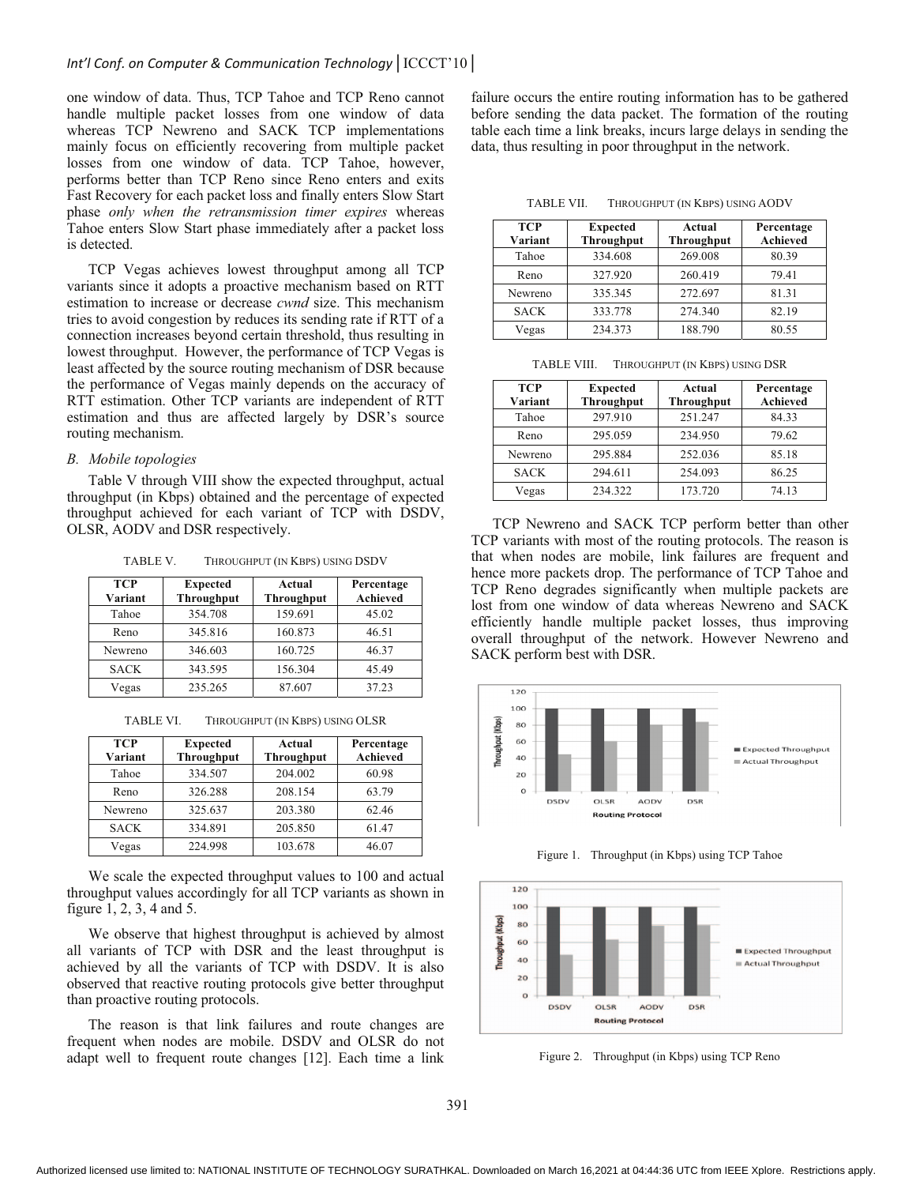one window of data. Thus, TCP Tahoe and TCP Reno cannot handle multiple packet losses from one window of data whereas TCP Newreno and SACK TCP implementations mainly focus on efficiently recovering from multiple packet losses from one window of data. TCP Tahoe, however, performs better than TCP Reno since Reno enters and exits Fast Recovery for each packet loss and finally enters Slow Start phase *only when the retransmission timer expires* whereas Tahoe enters Slow Start phase immediately after a packet loss is detected.

TCP Vegas achieves lowest throughput among all TCP variants since it adopts a proactive mechanism based on RTT estimation to increase or decrease *cwnd* size. This mechanism tries to avoid congestion by reduces its sending rate if RTT of a connection increases beyond certain threshold, thus resulting in lowest throughput. However, the performance of TCP Vegas is least affected by the source routing mechanism of DSR because the performance of Vegas mainly depends on the accuracy of RTT estimation. Other TCP variants are independent of RTT estimation and thus are affected largely by DSR's source routing mechanism.

### *B. Mobile topologies*

Table V through VIII show the expected throughput, actual throughput (in Kbps) obtained and the percentage of expected throughput achieved for each variant of TCP with DSDV, OLSR, AODV and DSR respectively.

TABLE V. THROUGHPUT (IN KBPS) USING DSDV

| TCP Variant | Expected Throughput | Actual Throughput | Percentage Achieved |
|---|---|---|---|
| Tahoe | 354.708 | 159.691 | 45.02 |
| Reno | 345.816 | 160.873 | 46.51 |
| Newreno | 346.603 | 160.725 | 46.37 |
| SACK | 343.595 | 156.304 | 45.49 |
| Vegas | 235.265 | 87.607 | 37.23 |

TABLE VI. THROUGHPUT (IN KBPS) USING OLSR

| TCP Variant | Expected Throughput | Actual Throughput | Percentage Achieved |
|---|---|---|---|
| Tahoe | 334.507 | 204.002 | 60.98 |
| Reno | 326.288 | 208.154 | 63.79 |
| Newreno | 325.637 | 203.380 | 62.46 |
| SACK | 334.891 | 205.850 | 61.47 |
| Vegas | 224.998 | 103.678 | 46.07 |

We scale the expected throughput values to 100 and actual throughput values accordingly for all TCP variants as shown in figure 1, 2, 3, 4 and 5.

We observe that highest throughput is achieved by almost all variants of TCP with DSR and the least throughput is achieved by all the variants of TCP with DSDV. It is also observed that reactive routing protocols give better throughput than proactive routing protocols.

The reason is that link failures and route changes are frequent when nodes are mobile. DSDV and OLSR do not adapt well to frequent route changes [12]. Each time a link failure occurs the entire routing information has to be gathered before sending the data packet. The formation of the routing table each time a link breaks, incurs large delays in sending the data, thus resulting in poor throughput in the network.

TABLE VII. THROUGHPUT (IN KBPS) USING AODV

| TCP Variant | Expected Throughput | Actual Throughput | Percentage Achieved |
|---|---|---|---|
| Tahoe | 334.608 | 269.008 | 80.39 |
| Reno | 327.920 | 260.419 | 79.41 |
| Newreno | 335.345 | 272.697 | 81.31 |
| SACK | 333.778 | 274.340 | 82.19 |
| Vegas | 234.373 | 188.790 | 80.55 |

TABLE VIII. THROUGHPUT (IN KBPS) USING DSR

| TCP Variant | Expected Throughput | Actual Throughput | Percentage Achieved |
|---|---|---|---|
| Tahoe | 297.910 | 251.247 | 84.33 |
| Reno | 295.059 | 234.950 | 79.62 |
| Newreno | 295.884 | 252.036 | 85.18 |
| SACK | 294.611 | 254.093 | 86.25 |
| Vegas | 234.322 | 173.720 | 74.13 |

TCP Newreno and SACK TCP perform better than other TCP variants with most of the routing protocols. The reason is that when nodes are mobile, link failures are frequent and hence more packets drop. The performance of TCP Tahoe and TCP Reno degrades significantly when multiple packets are lost from one window of data whereas Newreno and SACK efficiently handle multiple packet losses, thus improving overall throughput of the network. However Newreno and SACK perform best with DSR.

Figure 1. Throughput (in Kbps) using TCP Tahoe

Figure 2. Throughput (in Kbps) using TCP Reno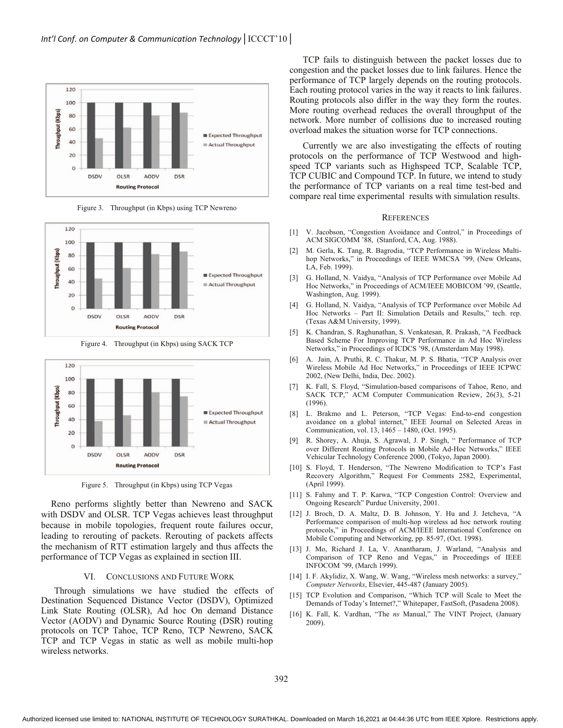120
100
80
60
40
20
0
Throughput (Kbps)
DSDV OLSR AODV DSR
Routing Protocol
Expected Throughput
Actual Throughput

Figure 3. Throughput (in Kbps) using TCP Newreno

120
100
80
60
40
20
0
Throughput (Kbps)
DSDV OLSR AODV DSR
Routing Protocol
Expected Throughput
Actual Throughput

Figure 4. Throughput (in Kbps) using SACK TCP

120
100
80
60
40
20
0
Throughput (Kbps)
DSDV OLSR AODV DSR
Routing Protocol
Expected Throughput
Actual Throughput

Figure 5. Throughput (in Kbps) using TCP Vegas

Reno performs slightly better than Newreno and SACK with DSDV and OLSR. TCP Vegas achieves least throughput because in mobile topologies, frequent route failures occur, leading to rerouting of packets. Rerouting of packets affects the mechanism of RTT estimation largely and thus affects the performance of TCP Vegas as explained in section III.

## VI. CONCLUSIONS AND FUTURE WORK

Through simulations we have studied the effects of Destination Sequenced Distance Vector (DSDV), Optimized Link State Routing (OLSR), Ad hoc On demand Distance Vector (AODV) and Dynamic Source Routing (DSR) routing protocols on TCP Tahoe, TCP Reno, TCP Newreno, SACK TCP and TCP Vegas in static as well as mobile multi-hop wireless networks.

TCP fails to distinguish between the packet losses due to congestion and the packet losses due to link failures. Hence the performance of TCP largely depends on the routing protocols. Each routing protocol varies in the way it reacts to link failures. Routing protocols also differ in the way they form the routes. More routing overhead reduces the overall throughput of the network. More number of collisions due to increased routing overload makes the situation worse for TCP connections.

Currently we are also investigating the effects of routing protocols on the performance of TCP Westwood and high-speed TCP variants such as Highspeed TCP, Scalable TCP, TCP CUBIC and Compound TCP. In future, we intend to study the performance of TCP variants on a real time test-bed and compare real time experimental results with simulation results.

## REFERENCES

[1] V. Jacobson, "Congestion Avoidance and Control," in Proceedings of ACM SIGCOMM '88, (Stanford, CA, Aug. 1988).

[2] M. Gerla, K. Tang, R. Bagrodia, "TCP Performance in Wireless Multi-hop Networks," in Proceedings of IEEE WMCSA '99, (New Orleans, LA, Feb. 1999).

[3] G. Holland, N. Vaidya, "Analysis of TCP Performance over Mobile Ad Hoc Networks," in Proceedings of ACM/IEEE MOBICOM '99, (Seattle, Washington, Aug. 1999).

[4] G. Holland, N. Vaidya, "Analysis of TCP Performance over Mobile Ad Hoc Networks – Part II: Simulation Details and Results," tech. rep. (Texas A&M University, 1999).

[5] K. Chandran, S. Raghunathan, S. Venkatesan, R. Prakash, "A Feedback Based Scheme For Improving TCP Performance in Ad Hoc Wireless Networks," in Proceedings of ICDCS '98, (Amsterdam May 1998).

[6] A. Jain, A. Pruthi, R. C. Thakur, M. P. S. Bhatia, "TCP Analysis over Wireless Mobile Ad Hoc Networks," in Proceedings of IEEE ICPWC 2002, (New Delhi, India, Dec. 2002).

[7] K. Fall, S. Floyd, "Simulation-based comparisons of Tahoe, Reno, and SACK TCP," ACM Computer Communication Review, 26(3), 5-21 (1996).

[8] L. Brakmo and L. Peterson, "TCP Vegas: End-to-end congestion avoidance on a global internet," IEEE Journal on Selected Areas in Communication, vol. 13, 1465 – 1480, (Oct. 1995).

[9] R. Shorey, A. Ahuja, S. Agrawal, J. P. Singh, " Performance of TCP over Different Routing Protocols in Mobile Ad-Hoc Networks," IEEE Vehicular Technology Conference 2000, (Tokyo, Japan 2000).

[10] S. Floyd, T. Henderson, "The Newreno Modification to TCP's Fast Recovery Algorithm," Request For Comments 2582, Experimental, (April 1999).

[11] S. Fahmy and T. P. Karwa, "TCP Congestion Control: Overview and Ongoing Research" Purdue University, 2001.

[12] J. Broch, D. A. Maltz, D. B. Johnson, Y. Hu and J. Jetcheva, "A Performance comparison of multi-hop wireless ad hoc network routing protocols," in Proceedings of ACM/IEEE International Conference on Mobile Computing and Networking, pp. 85-97, (Oct. 1998).

[13] J. Mo, Richard J. La, V. Anantharam, J. Warland, "Analysis and Comparison of TCP Reno and Vegas," in Proceedings of IEEE INFOCOM '99, (March 1999).

[14] I. F. Akylidiz, X. Wang, W. Wang, "Wireless mesh networks: a survey," *Computer Networks*, Elsevier, 445-487 (January 2005).

[15] TCP Evolution and Comparison, "Which TCP will Scale to Meet the Demands of Today's Internet?," Whitepaper, FastSoft, (Pasadena 2008).

[16] K. Fall, K. Vardhan, "The *ns* Manual," The VINT Project, (January 2009).